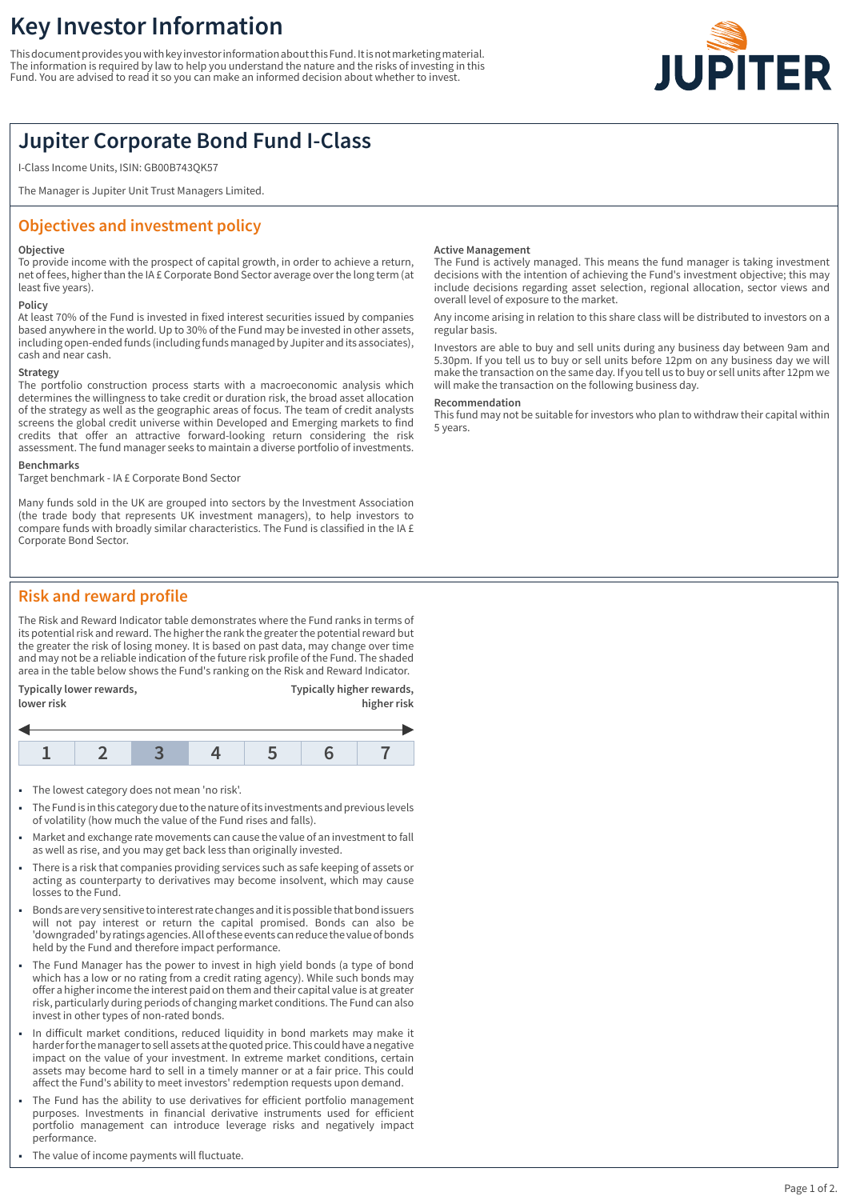# Key Investor Information

This document provides you with key investor information about this Fund. It is not marketing material. The information is required by law to help you understand the nature and the risks of investing in this Fund. You are advised to read it so you can make an informed decision about whether to invest.

## Jupiter Corporate Bond Fund I-Class

I-Class Income Units, ISIN: GB00B743QK57

The Manager is Jupiter Unit Trust Managers Limited.

## Objectives and investment policy

**Objective**

To provide income with the prospect of capital growth, in order to achieve a return, net of fees, higher than the IA £ Corporate Bond Sector average over the long term (at least five years).

**Policy**

At least 70% of the Fund is invested in fixed interest securities issued by companies based anywhere in the world. Up to 30% of the Fund may be invested in other assets, including open-ended funds (including funds managed by Jupiter and its associates), cash and near cash.

**Strategy**

The portfolio construction process starts with a macroeconomic analysis which determines the willingness to take credit or duration risk, the broad asset allocation of the strategy as well as the geographic areas of focus. The team of credit analysts screens the global credit universe within Developed and Emerging markets to find credits that offer an attractive forward-looking return considering the risk assessment. The fund manager seeks to maintain a diverse portfolio of investments.

**Benchmarks**

Target benchmark - IA £ Corporate Bond Sector

Many funds sold in the UK are grouped into sectors by the Investment Association (the trade body that represents UK investment managers), to help investors to compare funds with broadly similar characteristics. The Fund is classified in the IA £ Corporate Bond Sector.

**Active Management**

The Fund is actively managed. This means the fund manager is taking investment decisions with the intention of achieving the Fund's investment objective; this may include decisions regarding asset selection, regional allocation, sector views and overall level of exposure to the market.

Any income arising in relation to this share class will be distributed to investors on a regular basis.

Investors are able to buy and sell units during any business day between 9am and 5.30pm. If you tell us to buy or sell units before 12pm on any business day we will make the transaction on the same day. If you tell us to buy or sell units after 12pm we will make the transaction on the following business day.

**Recommendation**

This fund may not be suitable for investors who plan to withdraw their capital within 5 years.

## Risk and reward profile

The Risk and Reward Indicator table demonstrates where the Fund ranks in terms of its potential risk and reward. The higher the rank the greater the potential reward but the greater the risk of losing money. It is based on past data, may change over time and may not be a reliable indication of the future risk profile of the Fund. The shaded area in the table below shows the Fund's ranking on the Risk and Reward Indicator.

Typically lower rewards, lower risk ← → Typically higher rewards, higher risk

| 1 | 2 | **3** | 4 | 5 | 6 | 7 |
|---|---|---|---|---|---|---|

- The lowest category does not mean 'no risk'.
- The Fund is in this category due to the nature of its investments and previous levels of volatility (how much the value of the Fund rises and falls).
- Market and exchange rate movements can cause the value of an investment to fall as well as rise, and you may get back less than originally invested.
- There is a risk that companies providing services such as safe keeping of assets or acting as counterparty to derivatives may become insolvent, which may cause losses to the Fund.
- Bonds are very sensitive to interest rate changes and it is possible that bond issuers will not pay interest or return the capital promised. Bonds can also be 'downgraded' by ratings agencies. All of these events can reduce the value of bonds held by the Fund and therefore impact performance.
- The Fund Manager has the power to invest in high yield bonds (a type of bond which has a low or no rating from a credit rating agency). While such bonds may offer a higher income the interest paid on them and their capital value is at greater risk, particularly during periods of changing market conditions. The Fund can also invest in other types of non-rated bonds.
- In difficult market conditions, reduced liquidity in bond markets may make it harder for the manager to sell assets at the quoted price. This could have a negative impact on the value of your investment. In extreme market conditions, certain assets may become hard to sell in a timely manner or at a fair price. This could affect the Fund's ability to meet investors' redemption requests upon demand.
- The Fund has the ability to use derivatives for efficient portfolio management purposes. Investments in financial derivative instruments used for efficient portfolio management can introduce leverage risks and negatively impact performance.
- The value of income payments will fluctuate.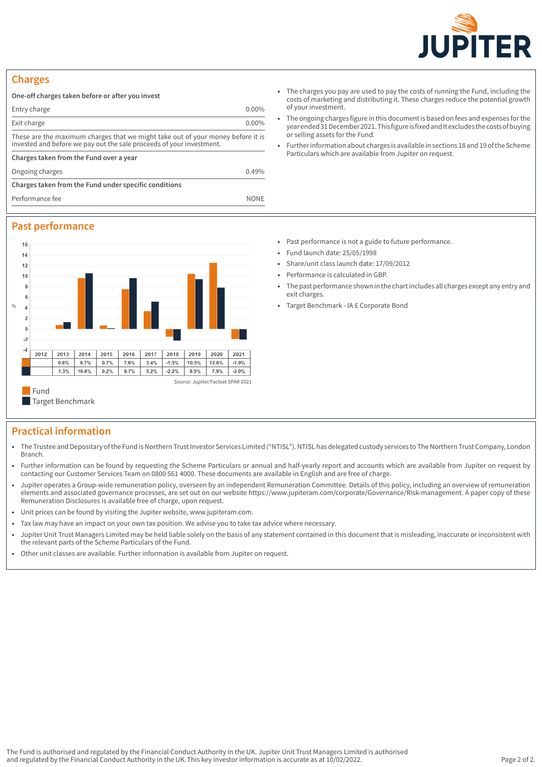## Charges

**One-off charges taken before or after you invest**

| | |
|---|---|
| Entry charge | 0.00% |
| Exit charge | 0.00% |

These are the maximum charges that we might take out of your money before it is invested and before we pay out the sale proceeds of your investment.

**Charges taken from the Fund over a year**

| | |
|---|---|
| Ongoing charges | 0.49% |

**Charges taken from the Fund under specific conditions**

| | |
|---|---|
| Performance fee | NONE |

- The charges you pay are used to pay the costs of running the Fund, including the costs of marketing and distributing it. These charges reduce the potential growth of your investment.
- The ongoing charges figure in this document is based on fees and expenses for the year ended 31 December 2021. This figure is fixed and It excludes the costs of buying or selling assets for the Fund.
- Further information about charges is available in sections 18 and 19 of the Scheme Particulars which are available from Jupiter on request.

## Past performance

%

16
14
12
10
8
6
4
2
0
-2
-4

2012 2013 2014 2015 2016 2017 2018 2019 2020 2021

Fund: 0.8% 9.7% 0.7% 7.6% 3.4% -1.5% 10.5% 12.6% -1.9%

Target Benchmark: 1.3% 10.6% 0.2% 9.7% 5.2% -2.2% 9.5% 7.9% -2.0%

Source: Jupiter/Factset SPAR 2021

Fund
Target Benchmark

- Past performance is not a guide to future performance.
- Fund launch date: 25/05/1998
- Share/unit class launch date: 17/09/2012
- Performance is calculated in GBP.
- The past performance shown in the chart includes all charges except any entry and exit charges.
- Target Benchmark - IA £ Corporate Bond

## Practical information

- The Trustee and Depositary of the Fund is Northern Trust Investor Services Limited ("NTISL"). NTISL has delegated custody services to The Northern Trust Company, London Branch.
- Further information can be found by requesting the Scheme Particulars or annual and half-yearly report and accounts which are available from Jupiter on request by contacting our Customer Services Team on 0800 561 4000. These documents are available in English and are free of charge.
- Jupiter operates a Group-wide remuneration policy, overseen by an independent Remuneration Committee. Details of this policy, including an overview of remuneration elements and associated governance processes, are set out on our website https://www.jupiteram.com/corporate/Governance/Risk-management. A paper copy of these Remuneration Disclosures is available free of charge, upon request.
- Unit prices can be found by visiting the Jupiter website, www.jupiteram.com.
- Tax law may have an impact on your own tax position. We advise you to take tax advice where necessary.
- Jupiter Unit Trust Managers Limited may be held liable solely on the basis of any statement contained in this document that is misleading, inaccurate or inconsistent with the relevant parts of the Scheme Particulars of the Fund.
- Other unit classes are available. Further information is available from Jupiter on request.

The Fund is authorised and regulated by the Financial Conduct Authority in the UK. Jupiter Unit Trust Managers Limited is authorised and regulated by the Financial Conduct Authority in the UK. This key investor information is accurate as at 10/02/2022.